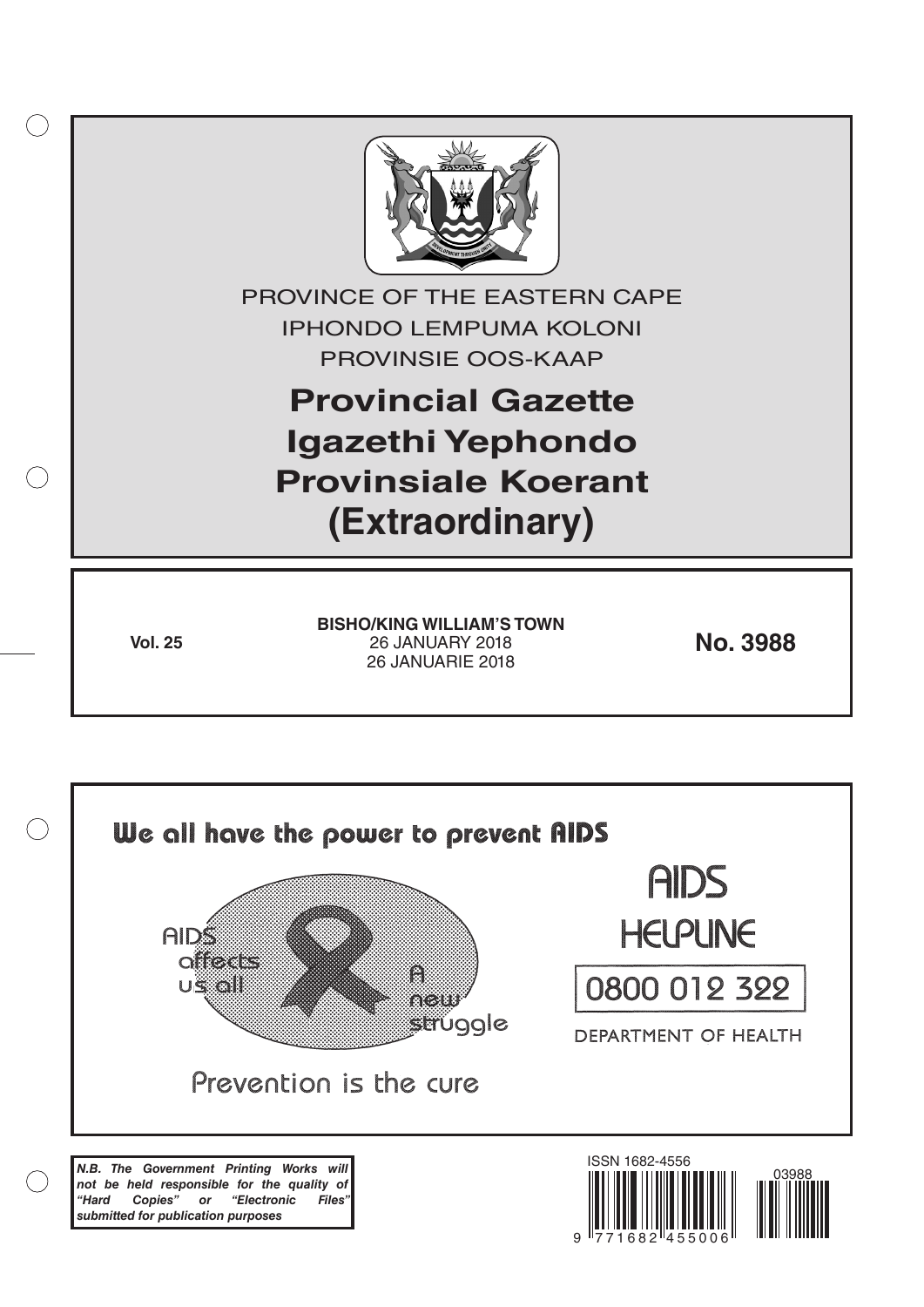PROVINCE OF THE EASTERN CAPE

IPHONDO LEMPUMA KOLONI

PROVINSIE OOS-KAAP

# Provincial Gazette
# Igazethi Yephondo
# Provinsiale Koerant
# (Extraordinary)

**Vol. 25**

**BISHO/KING WILLIAM'S TOWN**
26 JANUARY 2018
26 JANUARIE 2018

**No. 3988**

We all have the power to prevent AIDS

AIDS affects us all

A new struggle

Prevention is the cure

AIDS HELPLINE

0800 012 322

DEPARTMENT OF HEALTH

***N.B. The Government Printing Works will not be held responsible for the quality of "Hard Copies" or "Electronic Files" submitted for publication purposes***

ISSN 1682-4556

03988

9 771682 455006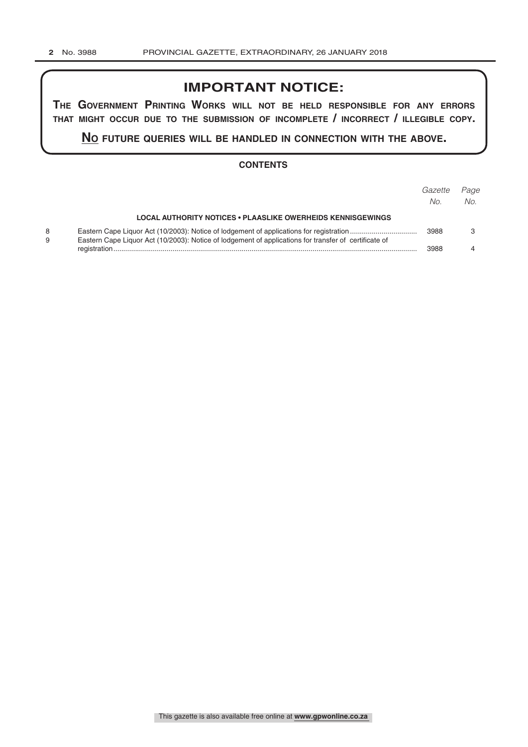# IMPORTANT NOTICE:

**THE GOVERNMENT PRINTING WORKS WILL NOT BE HELD RESPONSIBLE FOR ANY ERRORS THAT MIGHT OCCUR DUE TO THE SUBMISSION OF INCOMPLETE / INCORRECT / ILLEGIBLE COPY.**

**NO FUTURE QUERIES WILL BE HANDLED IN CONNECTION WITH THE ABOVE.**

## CONTENTS

| | | *Gazette No.* | *Page No.* |
|---|---|---|---|
| | **LOCAL AUTHORITY NOTICES • PLAASLIKE OWERHEIDS KENNISGEWINGS** | | |
| 8 | Eastern Cape Liquor Act (10/2003): Notice of lodgement of applications for registration | 3988 | 3 |
| 9 | Eastern Cape Liquor Act (10/2003): Notice of lodgement of applications for transfer of certificate of registration | 3988 | 4 |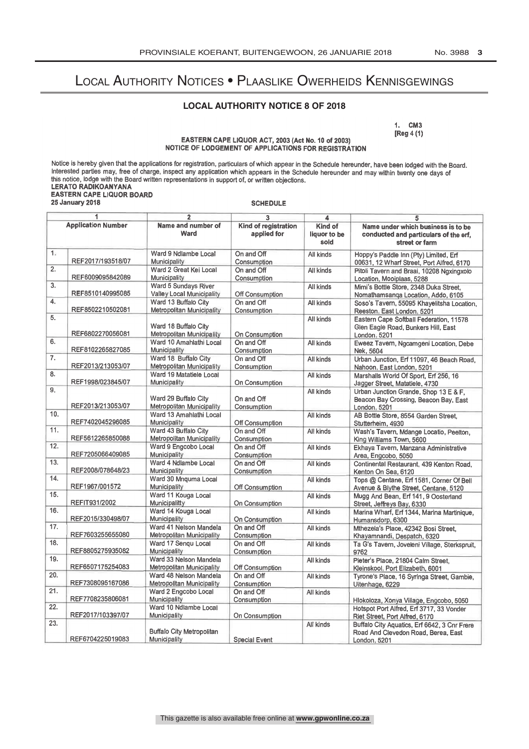# Local Authority Notices • Plaaslike Owerheids Kennisgewings

## LOCAL AUTHORITY NOTICE 8 OF 2018

1. CM3
[Reg 4 (1)

**EASTERN CAPE LIQUOR ACT, 2003 (Act No. 10 of 2003)**
**NOTICE OF LODGEMENT OF APPLICATIONS FOR REGISTRATION**

Notice is hereby given that the applications for registration, particulars of which appear in the Schedule hereunder, have been lodged with the Board. Interested parties may, free of charge, inspect any application which appears in the Schedule hereunder and may within twenty one days of this notice, lodge with the Board written representations in support of, or written objections.

**LERATO RADIKOANYANA**
**EASTERN CAPE LIQUOR BOARD**
**25 January 2018**

**SCHEDULE**

| 1 | | 2 | 3 | 4 | 5 |
|---|---|---|---|---|---|
| Application Number | | Name and number of Ward | Kind of registration applied for | Kind of liquor to be sold | Name under which business is to be conducted and particulars of the erf, street or farm |
| 1. | REF2017/193518/07 | Ward 9 Ndlambe Local Municipality | On and Off Consumption | All kinds | Hoppy's Paddle Inn (Pty) Limited, Erf 00631, 12 Wharf Street, Port Alfred, 6170 |
| 2. | REF6009095842089 | Ward 2 Great Kei Local Municipality | On and Off Consumption | All kinds | Pitoli Tavern and Braai, 10208 Ngxingxolo Location, Mooiplaas, 5288 |
| 3. | REF8510140995085 | Ward 5 Sundays River Valley Local Municipality | Off Consumption | All kinds | Mimi's Bottle Store, 2348 Duka Street, Nomathamsanqa Location, Addo, 6105 |
| 4. | REF8502210502081 | Ward 13 Buffalo City Metropolitan Municipality | On and Off Consumption | All kinds | Soso's Tavern, 55095 Khayelitsha Location, Reeston, East London, 5201 |
| 5. | REF6802270056081 | Ward 18 Buffalo City Metropolitan Municipality | On Consumption | All kinds | Eastern Cape Softball Federation, 11578 Glen Eagle Road, Bunkers Hill, East London, 5201 |
| 6. | REF8102265827085 | Ward 10 Amahlathi Local Municipality | On and Off Consumption | All kinds | Eweez Tavern, Ngcamgeni Location, Debe Nek, 5604 |
| 7. | REF2013/213053/07 | Ward 18 Buffalo City Metropolitan Municipality | On and Off Consumption | All kinds | Urban Junction, Erf 11097, 46 Beach Road, Nahoon, East London, 5201 |
| 8. | REF1998/023845/07 | Ward 19 Matatiele Local Municipality | On Consumption | All kinds | Marshalls World Of Sport, Erf 256, 16 Jagger Street, Matatiele, 4730 |
| 9. | REF2013/213053/07 | Ward 29 Buffalo City Metropolitan Municipality | On and Off Consumption | All kinds | Urban Junction Grande, Shop 13 E & F, Beacon Bay Crossing, Beacon Bay, East London, 5201 |
| 10. | REF7402045296085 | Ward 13 Amahlathi Local Municipality | Off Consumption | All kinds | AB Bottle Store, 8554 Garden Street, Stutterheim, 4930 |
| 11. | REF5612265850088 | Ward 43 Buffalo City Metropolitan Municipality | On and Off Consumption | All kinds | Wash's Tavern, Mdange Locatio, Peelton, King Williams Town, 5600 |
| 12. | REF7205066409085 | Ward 9 Engcobo Local Municipality | On and Off Consumption | All kinds | Ekhaya Tavern, Manzana Administrative Area, Engcobo, 5050 |
| 13. | REF2008/078648/23 | Ward 4 Ndlambe Local Municipality | On and Off Consumption | All kinds | Continental Restaurant, 439 Kenton Road, Kenton On Sea, 6120 |
| 14. | REF1967/001572 | Ward 30 Mnquma Local Municipality | Off Consumption | All kinds | Tops @ Centane, Erf 1581, Corner Of Bell Avenue & Blythe Street, Centane, 5120 |
| 15. | REFIT931/2002 | Ward 11 Kouga Local Municipalitty | On Consumption | All kinds | Mugg And Bean, Erf 141, 9 Oosterland Street, Jeffreys Bay, 6330 |
| 16. | REF2015/330498/07 | Ward 14 Kouga Local Municipality | On Consumption | All kinds | Marina Wharf, Erf 1344, Marina Martinique, Humansdorp, 6300 |
| 17. | REF7603255655080 | Ward 41 Nelson Mandela Metropolitan Municipality | On and Off Consumption | All kinds | Mthezela's Place, 42342 Bosi Street, Khayamnandi, Despatch, 6320 |
| 18. | REF8805275935082 | Ward 17 Senqu Local Municipality | On and Off Consumption | All kinds | Ta G's Tavern, Joveleni Village, Sterkspruit, 9762 |
| 19. | REF6507175254083 | Ward 33 Nelson Mandela Metropolitan Municipality | Off Consumption | All kinds | Pieter's Place, 21804 Calm Street, Kleinskool, Port Elizabeth, 6001 |
| 20. | REF7308095167086 | Ward 48 Nelson Mandela Metropolitan Municipality | On and Off Consumption | All kinds | Tyrone's Place, 16 Syringa Street, Gambie, Uitenhage, 6229 |
| 21. | REF7708235806081 | Ward 2 Engcobo Local Municipality | On and Off Consumption | All kinds | Hlokoloza, Xonya Village, Engcobo, 5050 |
| 22. | REF2017/103397/07 | Ward 10 Ndlambe Local Municipality | On Consumption | | Hotspot Port Alfred, Erf 3717, 33 Vonder Riet Street, Port Alfred, 6170 |
| 23. | REF6704225019083 | Buffalo City Metropolitan Municipality | Special Event | All kinds | Buffalo City Aquatics, Erf 6642, 3 Cnr Frere Road And Clevedon Road, Berea, East London, 5201 |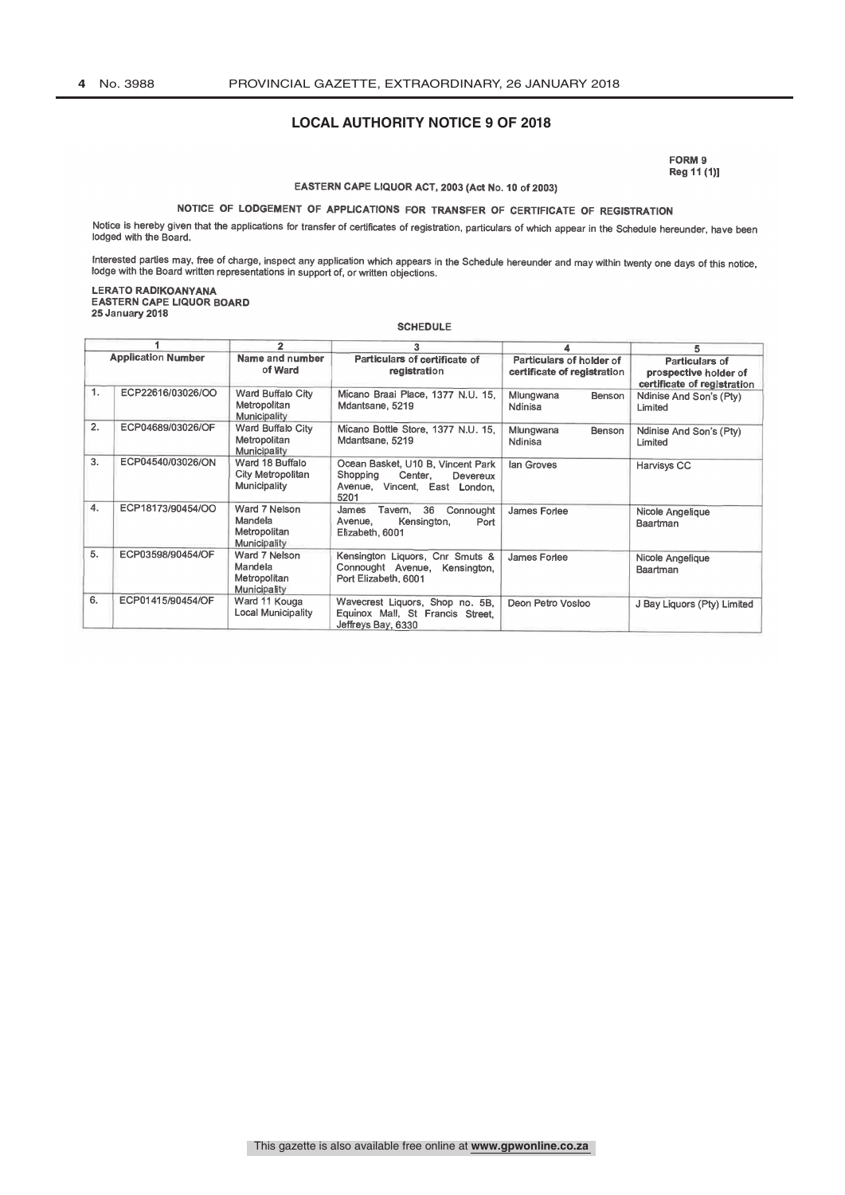## LOCAL AUTHORITY NOTICE 9 OF 2018

**FORM 9**
**Reg 11 (1)]**

**EASTERN CAPE LIQUOR ACT, 2003 (Act No. 10 of 2003)**

**NOTICE OF LODGEMENT OF APPLICATIONS FOR TRANSFER OF CERTIFICATE OF REGISTRATION**

Notice is hereby given that the applications for transfer of certificates of registration, particulars of which appear in the Schedule hereunder, have been lodged with the Board.

Interested parties may, free of charge, inspect any application which appears in the Schedule hereunder and may within twenty one days of this notice, lodge with the Board written representations in support of, or written objections.

**LERATO RADIKOANYANA**
**EASTERN CAPE LIQUOR BOARD**
**25 January 2018**

**SCHEDULE**

| 1 | | 2 | 3 | 4 | 5 |
|---|---|---|---|---|---|
| **Application Number** | | **Name and number of Ward** | **Particulars of certificate of registration** | **Particulars of holder of certificate of registration** | **Particulars of prospective holder of certificate of registration** |
| 1. | ECP22616/03026/OO | Ward Buffalo City Metropolitan Municipality | Micano Braai Place, 1377 N.U. 15, Mdantsane, 5219 | Mlungwana Benson Ndinisa | Ndinise And Son's (Pty) Limited |
| 2. | ECP04689/03026/OF | Ward Buffalo City Metropolitan Municipality | Micano Bottle Store, 1377 N.U. 15, Mdantsane, 5219 | Mlungwana Benson Ndinisa | Ndinise And Son's (Pty) Limited |
| 3. | ECP04540/03026/ON | Ward 18 Buffalo City Metropolitan Municipality | Ocean Basket, U10 B, Vincent Park Shopping Center, Devereux Avenue, Vincent, East London, 5201 | Ian Groves | Harvisys CC |
| 4. | ECP18173/90454/OO | Ward 7 Nelson Mandela Metropolitan Municipality | James Tavern, 36 Connought Avenue, Kensington, Port Elizabeth, 6001 | James Forlee | Nicole Angelique Baartman |
| 5. | ECP03598/90454/OF | Ward 7 Nelson Mandela Metropolitan Municipality | Kensington Liquors, Cnr Smuts & Connought Avenue, Kensington, Port Elizabeth, 6001 | James Forlee | Nicole Angelique Baartman |
| 6. | ECP01415/90454/OF | Ward 11 Kouga Local Municipality | Wavecrest Liquors, Shop no. 5B, Equinox Mall, St Francis Street, Jeffreys Bay, 6330 | Deon Petro Vosloo | J Bay Liquors (Pty) Limited |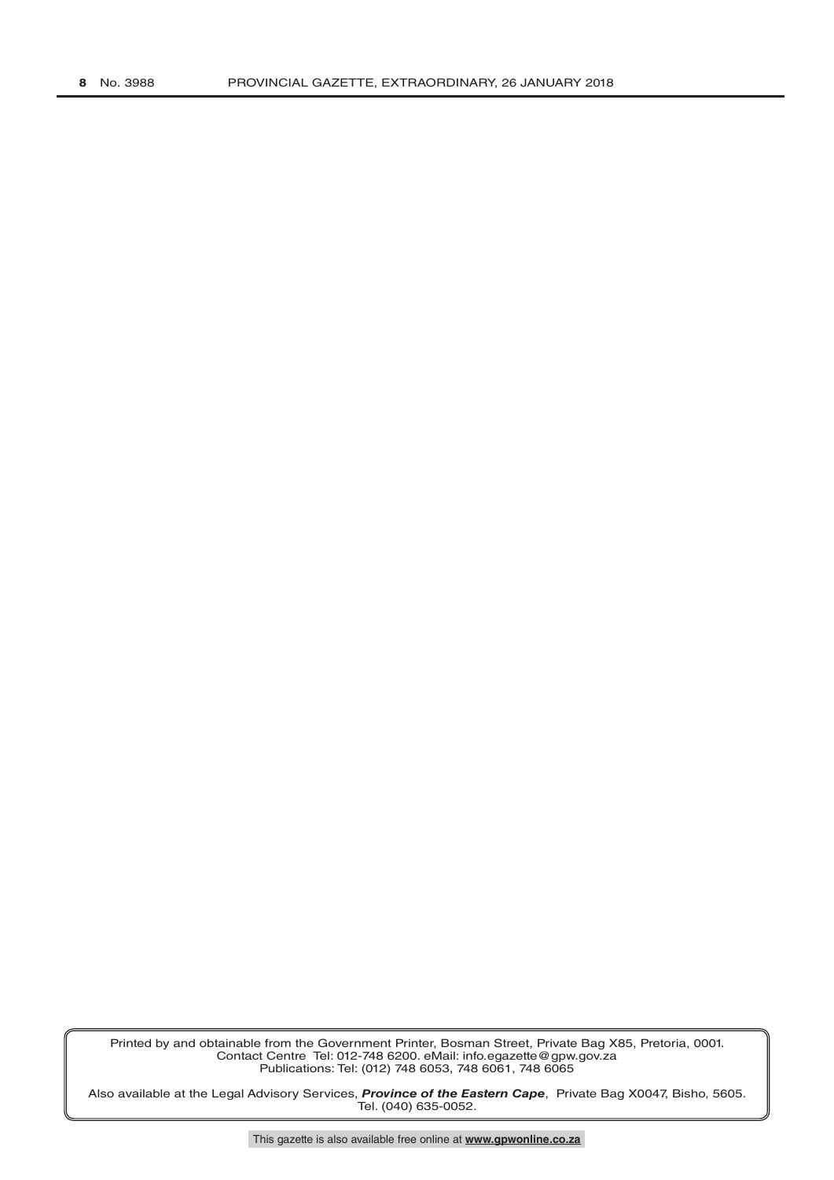Printed by and obtainable from the Government Printer, Bosman Street, Private Bag X85, Pretoria, 0001.
Contact Centre Tel: 012-748 6200. eMail: info.egazette@gpw.gov.za
Publications: Tel: (012) 748 6053, 748 6061, 748 6065

Also available at the Legal Advisory Services, ***Province of the Eastern Cape***, Private Bag X0047, Bisho, 5605.
Tel. (040) 635-0052.

This gazette is also available free online at **www.gpwonline.co.za**